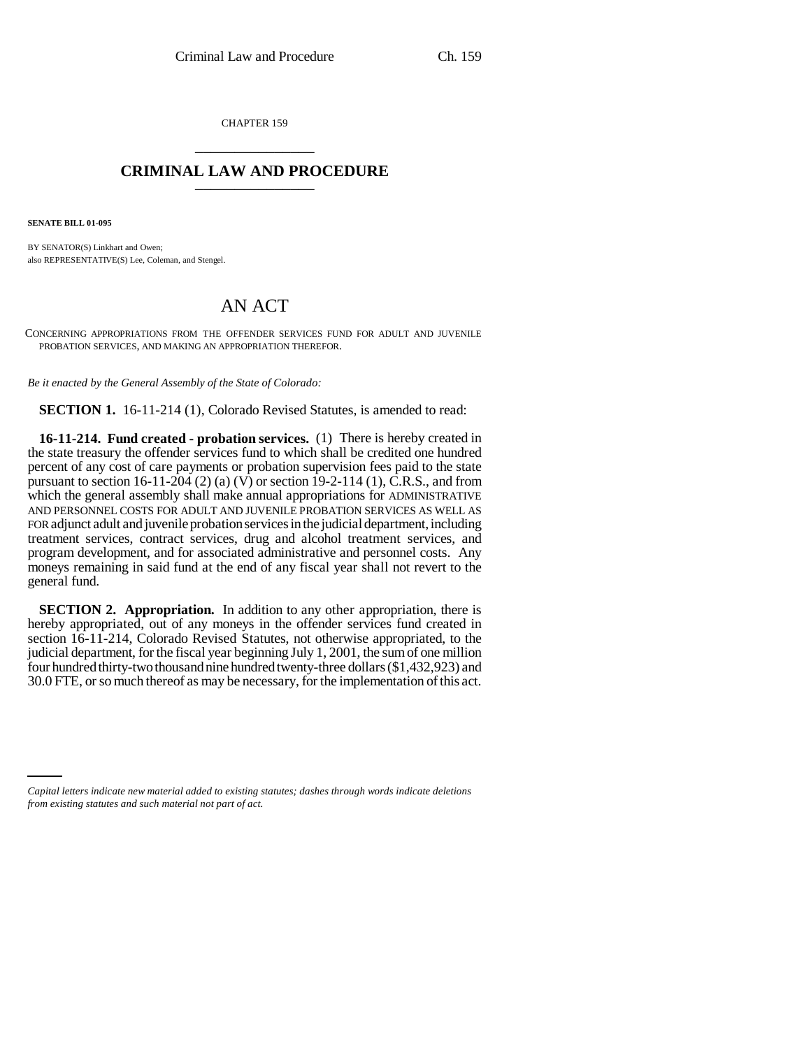CHAPTER 159

# CRIMINAL LAW AND PROCEDURE

**SENATE BILL 01-095**

BY SENATOR(S) Linkhart and Owen;
also REPRESENTATIVE(S) Lee, Coleman, and Stengel.

## AN ACT

CONCERNING APPROPRIATIONS FROM THE OFFENDER SERVICES FUND FOR ADULT AND JUVENILE PROBATION SERVICES, AND MAKING AN APPROPRIATION THEREFOR.

*Be it enacted by the General Assembly of the State of Colorado:*

**SECTION 1.** 16-11-214 (1), Colorado Revised Statutes, is amended to read:

**16-11-214. Fund created - probation services.** (1) There is hereby created in the state treasury the offender services fund to which shall be credited one hundred percent of any cost of care payments or probation supervision fees paid to the state pursuant to section 16-11-204 (2) (a) (V) or section 19-2-114 (1), C.R.S., and from which the general assembly shall make annual appropriations for ADMINISTRATIVE AND PERSONNEL COSTS FOR ADULT AND JUVENILE PROBATION SERVICES AS WELL AS FOR adjunct adult and juvenile probation services in the judicial department, including treatment services, contract services, drug and alcohol treatment services, and program development, and for associated administrative and personnel costs. Any moneys remaining in said fund at the end of any fiscal year shall not revert to the general fund.

**SECTION 2. Appropriation.** In addition to any other appropriation, there is hereby appropriated, out of any moneys in the offender services fund created in section 16-11-214, Colorado Revised Statutes, not otherwise appropriated, to the judicial department, for the fiscal year beginning July 1, 2001, the sum of one million four hundred thirty-two thousand nine hundred twenty-three dollars ($1,432,923) and 30.0 FTE, or so much thereof as may be necessary, for the implementation of this act.

*Capital letters indicate new material added to existing statutes; dashes through words indicate deletions from existing statutes and such material not part of act.*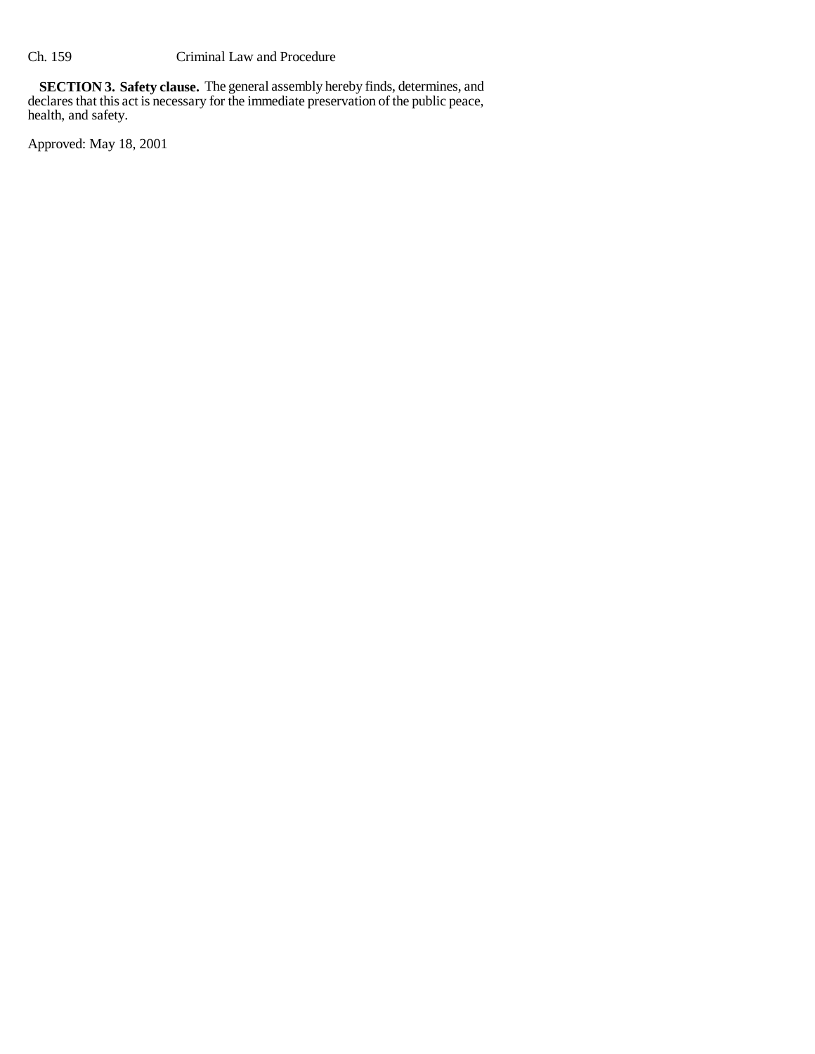**SECTION 3. Safety clause.** The general assembly hereby finds, determines, and declares that this act is necessary for the immediate preservation of the public peace, health, and safety.

Approved: May 18, 2001